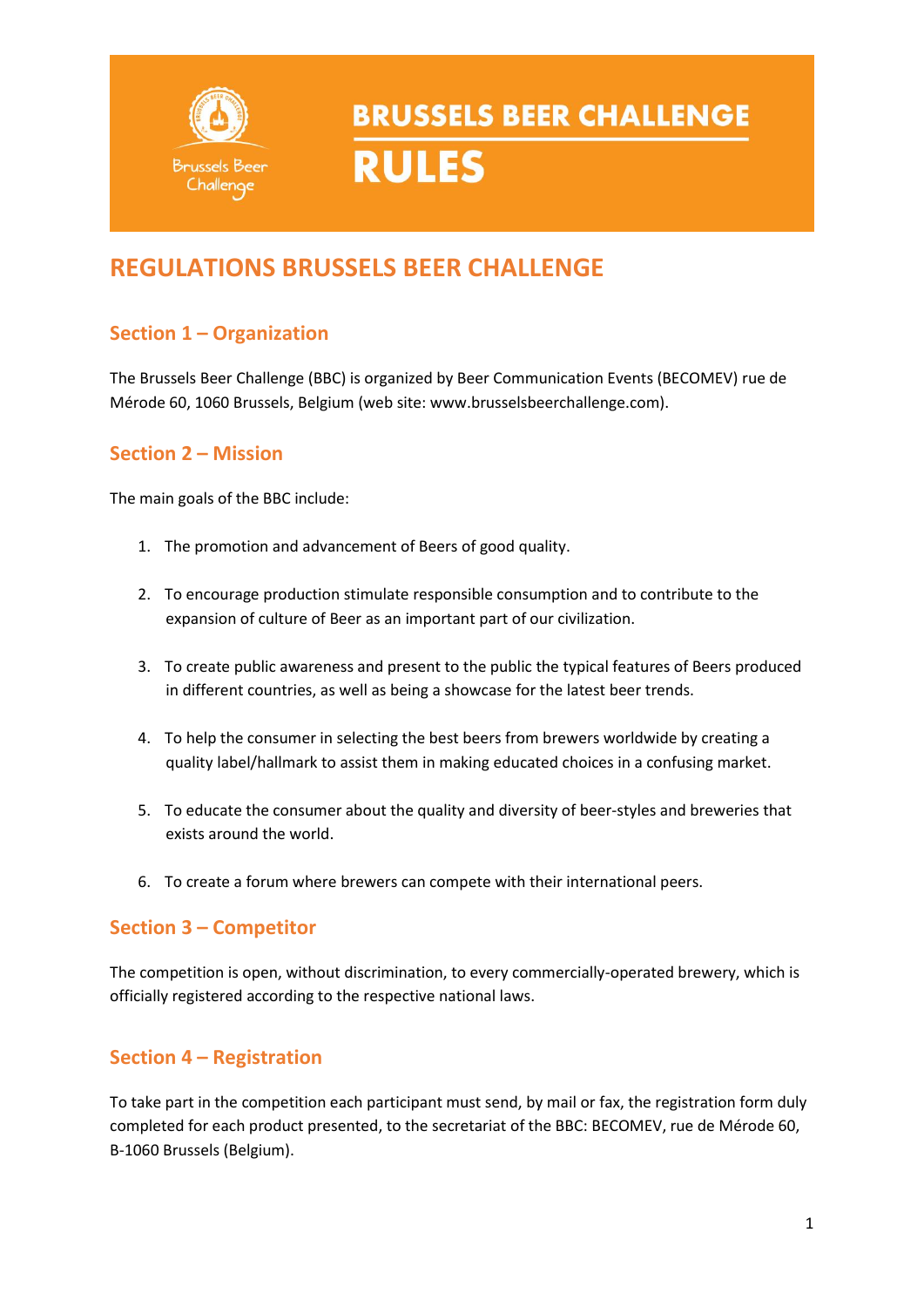# BRUSSELS BEER CHALLENGE

# RULES

## REGULATIONS BRUSSELS BEER CHALLENGE

### Section 1 – Organization

The Brussels Beer Challenge (BBC) is organized by Beer Communication Events (BECOMEV) rue de Mérode 60, 1060 Brussels, Belgium (web site: www.brusselsbeerchallenge.com).

### Section 2 – Mission

The main goals of the BBC include:

1. The promotion and advancement of Beers of good quality.
2. To encourage production stimulate responsible consumption and to contribute to the expansion of culture of Beer as an important part of our civilization.
3. To create public awareness and present to the public the typical features of Beers produced in different countries, as well as being a showcase for the latest beer trends.
4. To help the consumer in selecting the best beers from brewers worldwide by creating a quality label/hallmark to assist them in making educated choices in a confusing market.
5. To educate the consumer about the quality and diversity of beer-styles and breweries that exists around the world.
6. To create a forum where brewers can compete with their international peers.

### Section 3 – Competitor

The competition is open, without discrimination, to every commercially-operated brewery, which is officially registered according to the respective national laws.

### Section 4 – Registration

To take part in the competition each participant must send, by mail or fax, the registration form duly completed for each product presented, to the secretariat of the BBC: BECOMEV, rue de Mérode 60, B-1060 Brussels (Belgium).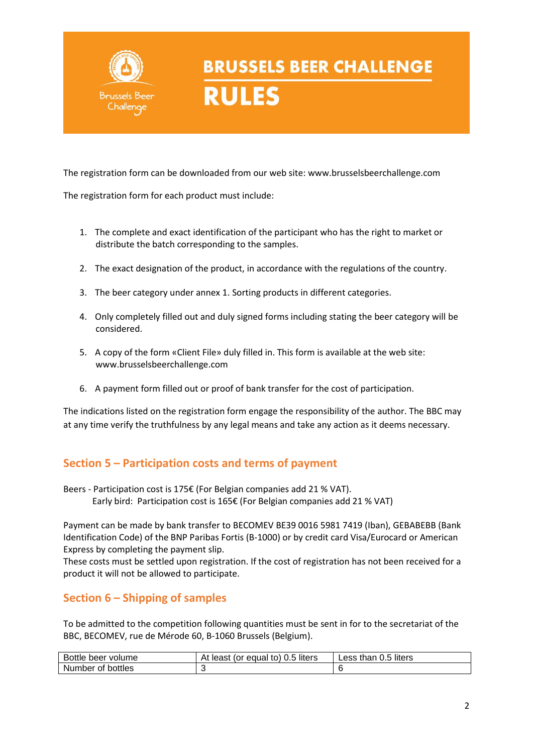# BRUSSELS BEER CHALLENGE

# RULES

The registration form can be downloaded from our web site: www.brusselsbeerchallenge.com

The registration form for each product must include:

1. The complete and exact identification of the participant who has the right to market or distribute the batch corresponding to the samples.
2. The exact designation of the product, in accordance with the regulations of the country.
3. The beer category under annex 1. Sorting products in different categories.
4. Only completely filled out and duly signed forms including stating the beer category will be considered.
5. A copy of the form «Client File» duly filled in. This form is available at the web site: www.brusselsbeerchallenge.com
6. A payment form filled out or proof of bank transfer for the cost of participation.

The indications listed on the registration form engage the responsibility of the author. The BBC may at any time verify the truthfulness by any legal means and take any action as it deems necessary.

## Section 5 – Participation costs and terms of payment

Beers - Participation cost is 175€ (For Belgian companies add 21 % VAT).
Early bird: Participation cost is 165€ (For Belgian companies add 21 % VAT)

Payment can be made by bank transfer to BECOMEV BE39 0016 5981 7419 (Iban), GEBABEBB (Bank Identification Code) of the BNP Paribas Fortis (B-1000) or by credit card Visa/Eurocard or American Express by completing the payment slip.
These costs must be settled upon registration. If the cost of registration has not been received for a product it will not be allowed to participate.

## Section 6 – Shipping of samples

To be admitted to the competition following quantities must be sent in for to the secretariat of the BBC, BECOMEV, rue de Mérode 60, B-1060 Brussels (Belgium).

| Bottle beer volume | At least (or equal to) 0.5 liters | Less than 0.5 liters |
|---|---|---|
| Number of bottles | 3 | 6 |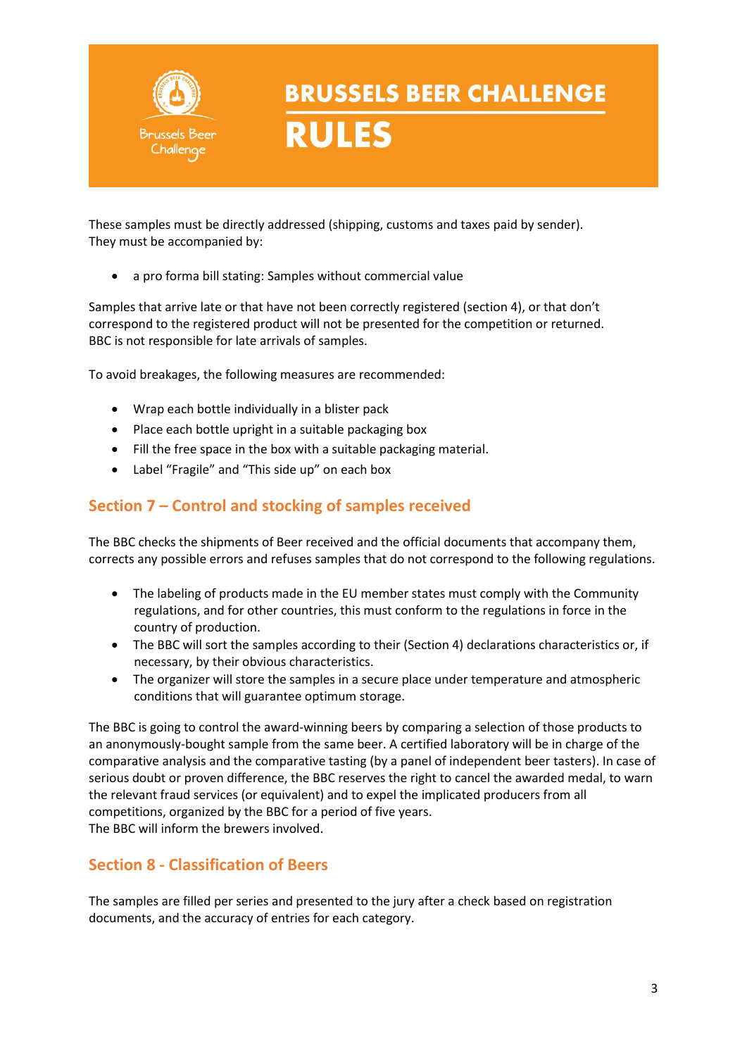These samples must be directly addressed (shipping, customs and taxes paid by sender). They must be accompanied by:

- a pro forma bill stating: Samples without commercial value

Samples that arrive late or that have not been correctly registered (section 4), or that don't correspond to the registered product will not be presented for the competition or returned. BBC is not responsible for late arrivals of samples.

To avoid breakages, the following measures are recommended:

- Wrap each bottle individually in a blister pack
- Place each bottle upright in a suitable packaging box
- Fill the free space in the box with a suitable packaging material.
- Label "Fragile" and "This side up" on each box

## Section 7 – Control and stocking of samples received

The BBC checks the shipments of Beer received and the official documents that accompany them, corrects any possible errors and refuses samples that do not correspond to the following regulations.

- The labeling of products made in the EU member states must comply with the Community regulations, and for other countries, this must conform to the regulations in force in the country of production.
- The BBC will sort the samples according to their (Section 4) declarations characteristics or, if necessary, by their obvious characteristics.
- The organizer will store the samples in a secure place under temperature and atmospheric conditions that will guarantee optimum storage.

The BBC is going to control the award-winning beers by comparing a selection of those products to an anonymously-bought sample from the same beer. A certified laboratory will be in charge of the comparative analysis and the comparative tasting (by a panel of independent beer tasters). In case of serious doubt or proven difference, the BBC reserves the right to cancel the awarded medal, to warn the relevant fraud services (or equivalent) and to expel the implicated producers from all competitions, organized by the BBC for a period of five years.
The BBC will inform the brewers involved.

## Section 8 - Classification of Beers

The samples are filled per series and presented to the jury after a check based on registration documents, and the accuracy of entries for each category.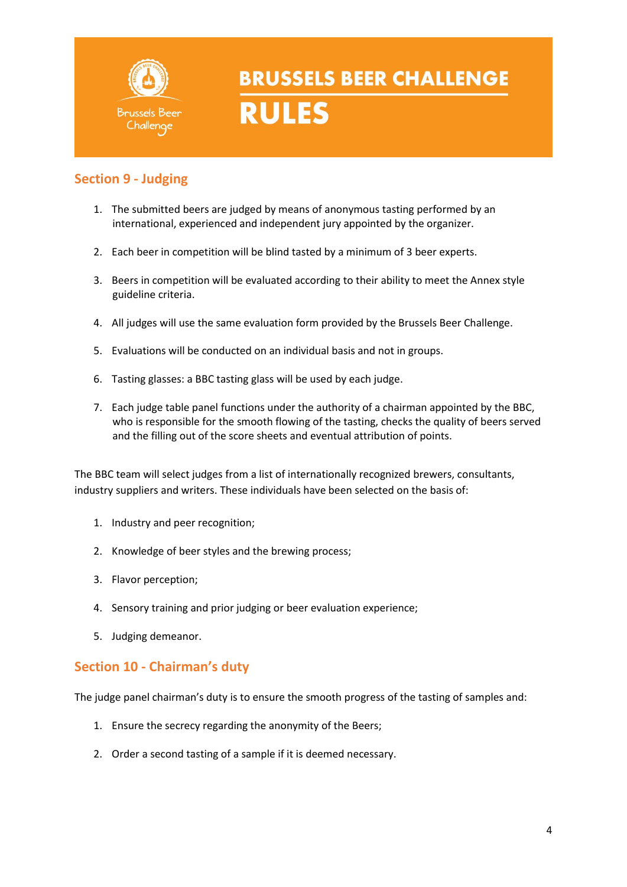## Section 9 - Judging

1. The submitted beers are judged by means of anonymous tasting performed by an international, experienced and independent jury appointed by the organizer.
2. Each beer in competition will be blind tasted by a minimum of 3 beer experts.
3. Beers in competition will be evaluated according to their ability to meet the Annex style guideline criteria.
4. All judges will use the same evaluation form provided by the Brussels Beer Challenge.
5. Evaluations will be conducted on an individual basis and not in groups.
6. Tasting glasses: a BBC tasting glass will be used by each judge.
7. Each judge table panel functions under the authority of a chairman appointed by the BBC, who is responsible for the smooth flowing of the tasting, checks the quality of beers served and the filling out of the score sheets and eventual attribution of points.

The BBC team will select judges from a list of internationally recognized brewers, consultants, industry suppliers and writers. These individuals have been selected on the basis of:

1. Industry and peer recognition;
2. Knowledge of beer styles and the brewing process;
3. Flavor perception;
4. Sensory training and prior judging or beer evaluation experience;
5. Judging demeanor.

## Section 10 - Chairman's duty

The judge panel chairman's duty is to ensure the smooth progress of the tasting of samples and:

1. Ensure the secrecy regarding the anonymity of the Beers;
2. Order a second tasting of a sample if it is deemed necessary.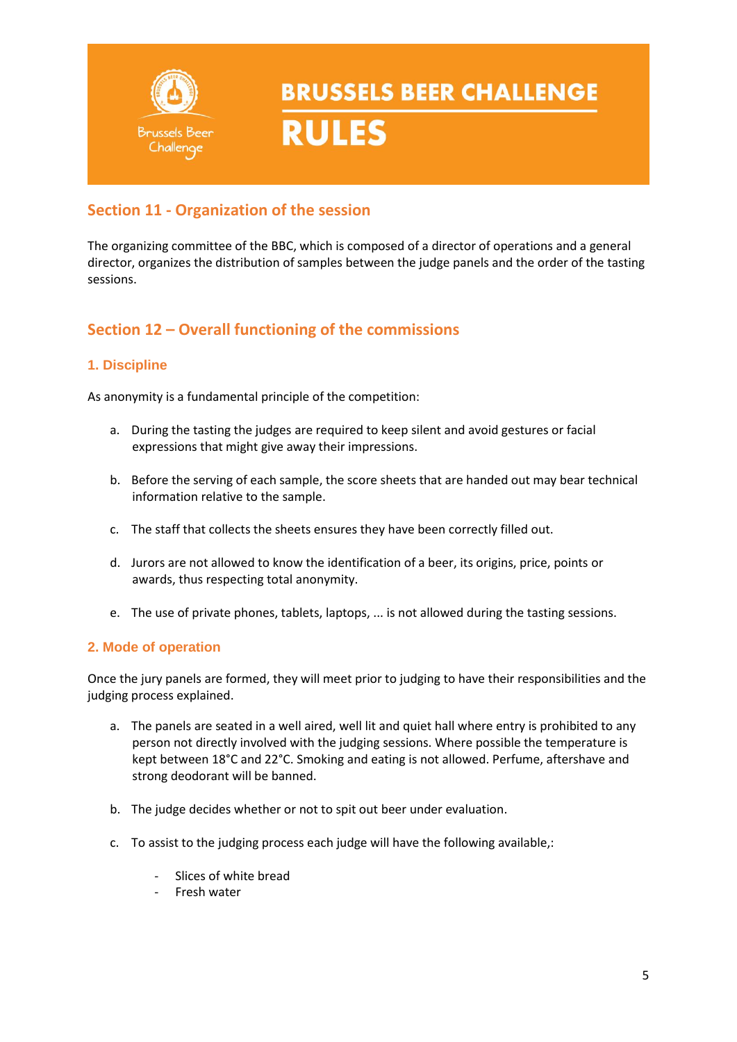## Section 11 - Organization of the session

The organizing committee of the BBC, which is composed of a director of operations and a general director, organizes the distribution of samples between the judge panels and the order of the tasting sessions.

## Section 12 – Overall functioning of the commissions

### 1. Discipline

As anonymity is a fundamental principle of the competition:

a. During the tasting the judges are required to keep silent and avoid gestures or facial expressions that might give away their impressions.

b. Before the serving of each sample, the score sheets that are handed out may bear technical information relative to the sample.

c. The staff that collects the sheets ensures they have been correctly filled out.

d. Jurors are not allowed to know the identification of a beer, its origins, price, points or awards, thus respecting total anonymity.

e. The use of private phones, tablets, laptops, ... is not allowed during the tasting sessions.

### 2. Mode of operation

Once the jury panels are formed, they will meet prior to judging to have their responsibilities and the judging process explained.

a. The panels are seated in a well aired, well lit and quiet hall where entry is prohibited to any person not directly involved with the judging sessions. Where possible the temperature is kept between 18°C and 22°C. Smoking and eating is not allowed. Perfume, aftershave and strong deodorant will be banned.

b. The judge decides whether or not to spit out beer under evaluation.

c. To assist to the judging process each judge will have the following available,:

- Slices of white bread
- Fresh water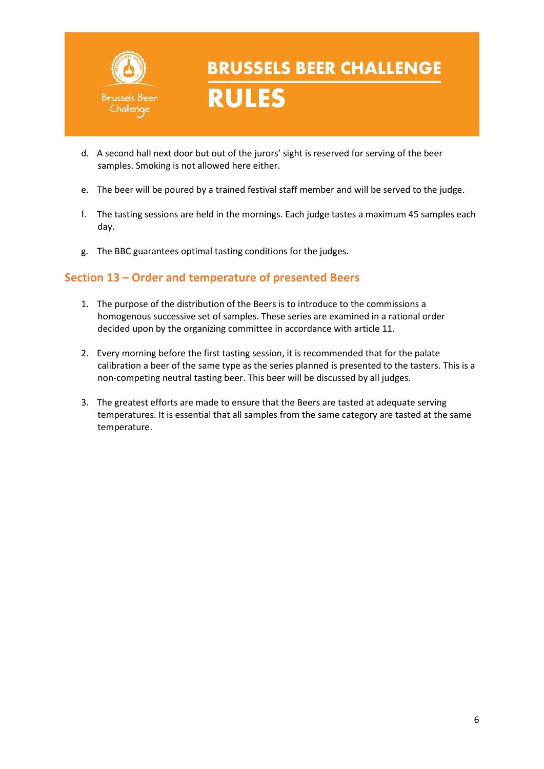d. A second hall next door but out of the jurors' sight is reserved for serving of the beer samples. Smoking is not allowed here either.

e. The beer will be poured by a trained festival staff member and will be served to the judge.

f. The tasting sessions are held in the mornings. Each judge tastes a maximum 45 samples each day.

g. The BBC guarantees optimal tasting conditions for the judges.

## Section 13 – Order and temperature of presented Beers

1. The purpose of the distribution of the Beers is to introduce to the commissions a homogenous successive set of samples. These series are examined in a rational order decided upon by the organizing committee in accordance with article 11.

2. Every morning before the first tasting session, it is recommended that for the palate calibration a beer of the same type as the series planned is presented to the tasters. This is a non-competing neutral tasting beer. This beer will be discussed by all judges.

3. The greatest efforts are made to ensure that the Beers are tasted at adequate serving temperatures. It is essential that all samples from the same category are tasted at the same temperature.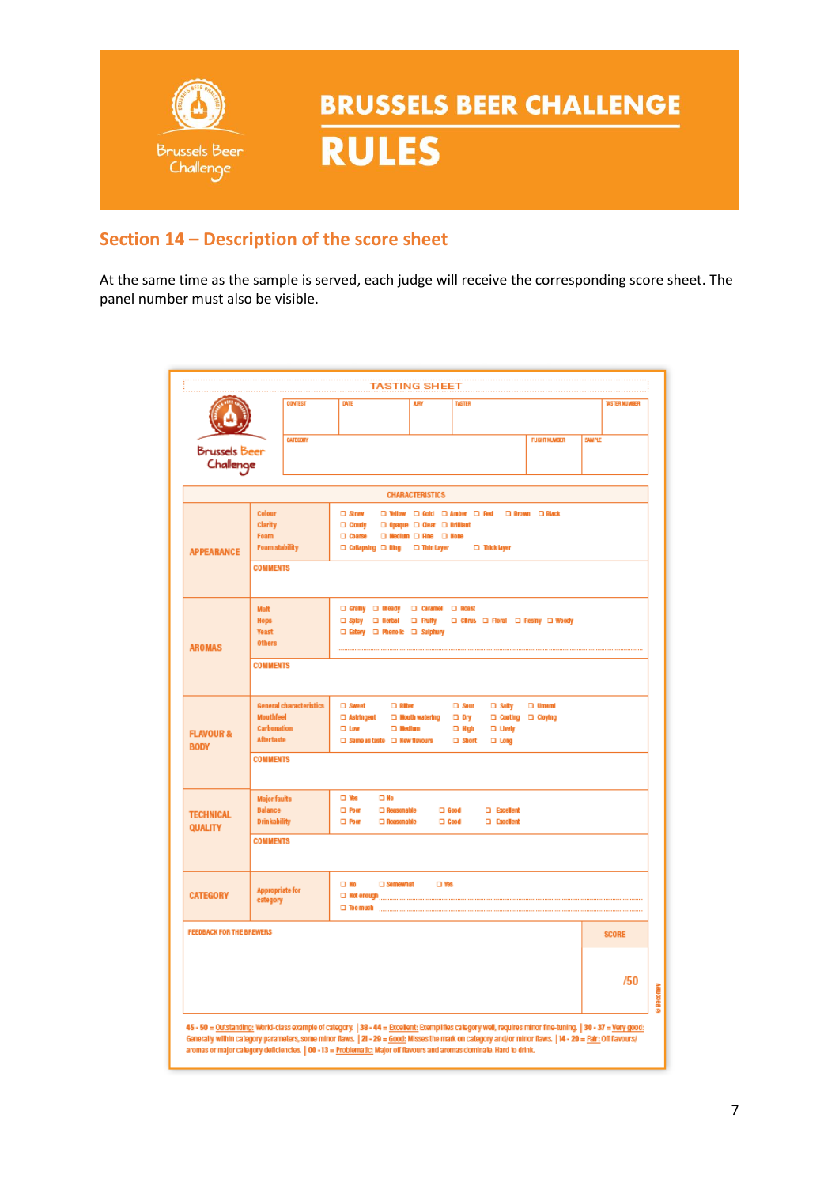# BRUSSELS BEER CHALLENGE

# RULES

## Section 14 – Description of the score sheet

At the same time as the sample is served, each judge will receive the corresponding score sheet. The panel number must also be visible.

### TASTING SHEET

| CONTEST | DATE | JURY | TASTER | TASTER NUMBER |
|---|---|---|---|---|
| CATEGORY | | | FLIGHT NUMBER | SAMPLE |

**CHARACTERISTICS**

| | | |
|---|---|---|
| **APPEARANCE** | Colour | ☐ Straw ☐ Yellow ☐ Gold ☐ Amber ☐ Red ☐ Brown ☐ Black |
| | Clarity | ☐ Cloudy ☐ Opaque ☐ Clear ☐ Brilliant |
| | Foam | ☐ Coarse ☐ Medium ☐ Fine ☐ None |
| | Foam stability | ☐ Collapsing ☐ Ring ☐ Thin Layer ☐ Thick layer |
| | COMMENTS | |
| **AROMAS** | Malt | ☐ Grainy ☐ Bready ☐ Caramel ☐ Roast |
| | Hops | ☐ Spicy ☐ Herbal ☐ Fruity ☐ Citrus ☐ Floral ☐ Resiny ☐ Woody |
| | Yeast | ☐ Estery ☐ Phenolic ☐ Sulphury |
| | Others | |
| | COMMENTS | |
| **FLAVOUR & BODY** | General characteristics | ☐ Sweet ☐ Bitter ☐ Sour ☐ Salty ☐ Umami |
| | Mouthfeel | ☐ Astringent ☐ Mouth watering ☐ Dry ☐ Coating ☐ Cloying |
| | Carbonation | ☐ Low ☐ Medium ☐ High ☐ Lively |
| | Aftertaste | ☐ Same as taste ☐ New flavours ☐ Short ☐ Long |
| | COMMENTS | |
| **TECHNICAL QUALITY** | Major faults | ☐ Yes ☐ No |
| | Balance | ☐ Poor ☐ Reasonable ☐ Good ☐ Excellent |
| | Drinkability | ☐ Poor ☐ Reasonable ☐ Good ☐ Excellent |
| | COMMENTS | |
| **CATEGORY** | Appropriate for category | ☐ No ☐ Somewhat ☐ Yes<br>☐ Not enough<br>☐ Too much |

| FEEDBACK FOR THE BREWERS | SCORE |
|---|---|
| | /50 |

45 - 50 = Outstanding: World-class example of category. | 38 - 44 = Excellent: Exemplifies category well, requires minor fine-tuning. | 30 - 37 = Very good: Generally within category parameters, some minor flaws. | 21 - 29 = Good: Misses the mark on category and/or minor flaws. | 14 - 20 = Fair: Off flavours/ aromas or major category deficiencies. | 00 - 13 = Problematic: Major off flavours and aromas dominate. Hard to drink.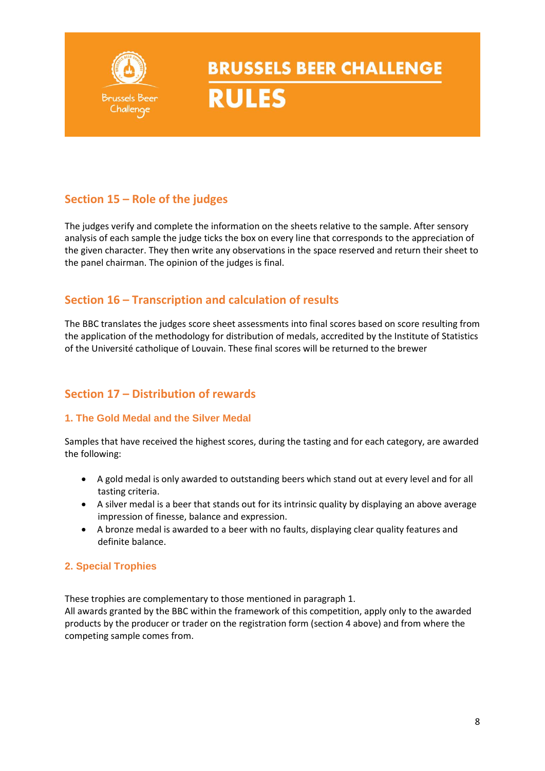# BRUSSELS BEER CHALLENGE

# RULES

## Section 15 – Role of the judges

The judges verify and complete the information on the sheets relative to the sample. After sensory analysis of each sample the judge ticks the box on every line that corresponds to the appreciation of the given character. They then write any observations in the space reserved and return their sheet to the panel chairman. The opinion of the judges is final.

## Section 16 – Transcription and calculation of results

The BBC translates the judges score sheet assessments into final scores based on score resulting from the application of the methodology for distribution of medals, accredited by the Institute of Statistics of the Université catholique of Louvain. These final scores will be returned to the brewer

## Section 17 – Distribution of rewards

### 1. The Gold Medal and the Silver Medal

Samples that have received the highest scores, during the tasting and for each category, are awarded the following:

- A gold medal is only awarded to outstanding beers which stand out at every level and for all tasting criteria.
- A silver medal is a beer that stands out for its intrinsic quality by displaying an above average impression of finesse, balance and expression.
- A bronze medal is awarded to a beer with no faults, displaying clear quality features and definite balance.

### 2. Special Trophies

These trophies are complementary to those mentioned in paragraph 1.
All awards granted by the BBC within the framework of this competition, apply only to the awarded products by the producer or trader on the registration form (section 4 above) and from where the competing sample comes from.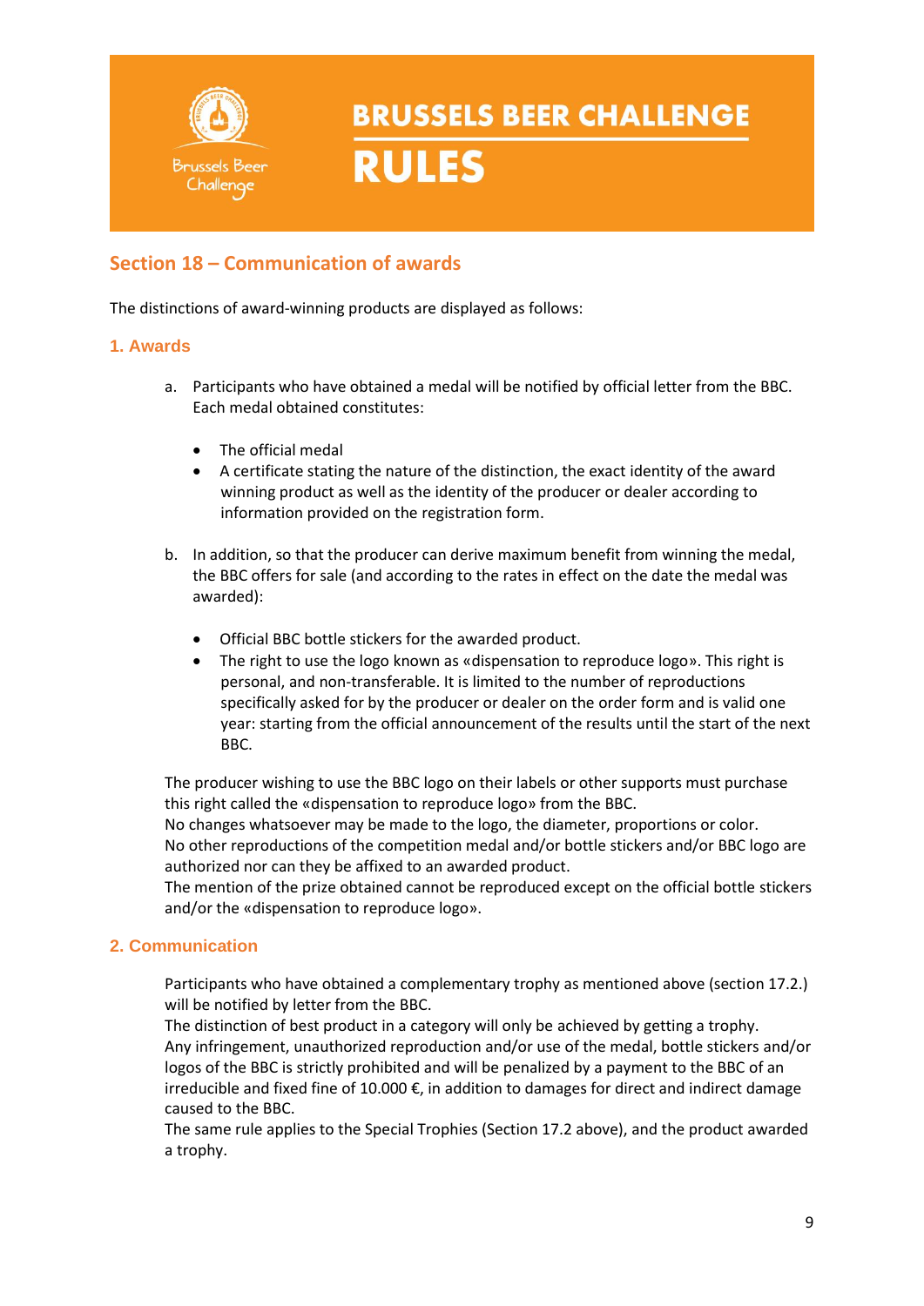## Section 18 – Communication of awards

The distinctions of award-winning products are displayed as follows:

### 1. Awards

a. Participants who have obtained a medal will be notified by official letter from the BBC. Each medal obtained constitutes:

- The official medal
- A certificate stating the nature of the distinction, the exact identity of the award winning product as well as the identity of the producer or dealer according to information provided on the registration form.

b. In addition, so that the producer can derive maximum benefit from winning the medal, the BBC offers for sale (and according to the rates in effect on the date the medal was awarded):

- Official BBC bottle stickers for the awarded product.
- The right to use the logo known as «dispensation to reproduce logo». This right is personal, and non-transferable. It is limited to the number of reproductions specifically asked for by the producer or dealer on the order form and is valid one year: starting from the official announcement of the results until the start of the next BBC.

The producer wishing to use the BBC logo on their labels or other supports must purchase this right called the «dispensation to reproduce logo» from the BBC.
No changes whatsoever may be made to the logo, the diameter, proportions or color.
No other reproductions of the competition medal and/or bottle stickers and/or BBC logo are authorized nor can they be affixed to an awarded product.
The mention of the prize obtained cannot be reproduced except on the official bottle stickers and/or the «dispensation to reproduce logo».

### 2. Communication

Participants who have obtained a complementary trophy as mentioned above (section 17.2.) will be notified by letter from the BBC.
The distinction of best product in a category will only be achieved by getting a trophy.
Any infringement, unauthorized reproduction and/or use of the medal, bottle stickers and/or logos of the BBC is strictly prohibited and will be penalized by a payment to the BBC of an irreducible and fixed fine of 10.000 €, in addition to damages for direct and indirect damage caused to the BBC.
The same rule applies to the Special Trophies (Section 17.2 above), and the product awarded a trophy.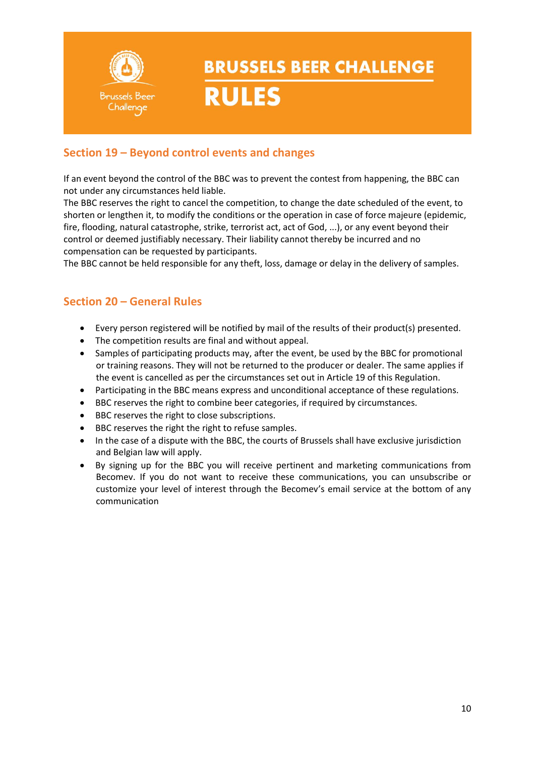## Section 19 – Beyond control events and changes

If an event beyond the control of the BBC was to prevent the contest from happening, the BBC can not under any circumstances held liable.
The BBC reserves the right to cancel the competition, to change the date scheduled of the event, to shorten or lengthen it, to modify the conditions or the operation in case of force majeure (epidemic, fire, flooding, natural catastrophe, strike, terrorist act, act of God, ...), or any event beyond their control or deemed justifiably necessary. Their liability cannot thereby be incurred and no compensation can be requested by participants.
The BBC cannot be held responsible for any theft, loss, damage or delay in the delivery of samples.

## Section 20 – General Rules

- Every person registered will be notified by mail of the results of their product(s) presented.
- The competition results are final and without appeal.
- Samples of participating products may, after the event, be used by the BBC for promotional or training reasons. They will not be returned to the producer or dealer. The same applies if the event is cancelled as per the circumstances set out in Article 19 of this Regulation.
- Participating in the BBC means express and unconditional acceptance of these regulations.
- BBC reserves the right to combine beer categories, if required by circumstances.
- BBC reserves the right to close subscriptions.
- BBC reserves the right to refuse samples.
- In the case of a dispute with the BBC, the courts of Brussels shall have exclusive jurisdiction and Belgian law will apply.
- By signing up for the BBC you will receive pertinent and marketing communications from Becomev. If you do not want to receive these communications, you can unsubscribe or customize your level of interest through the Becomev's email service at the bottom of any communication